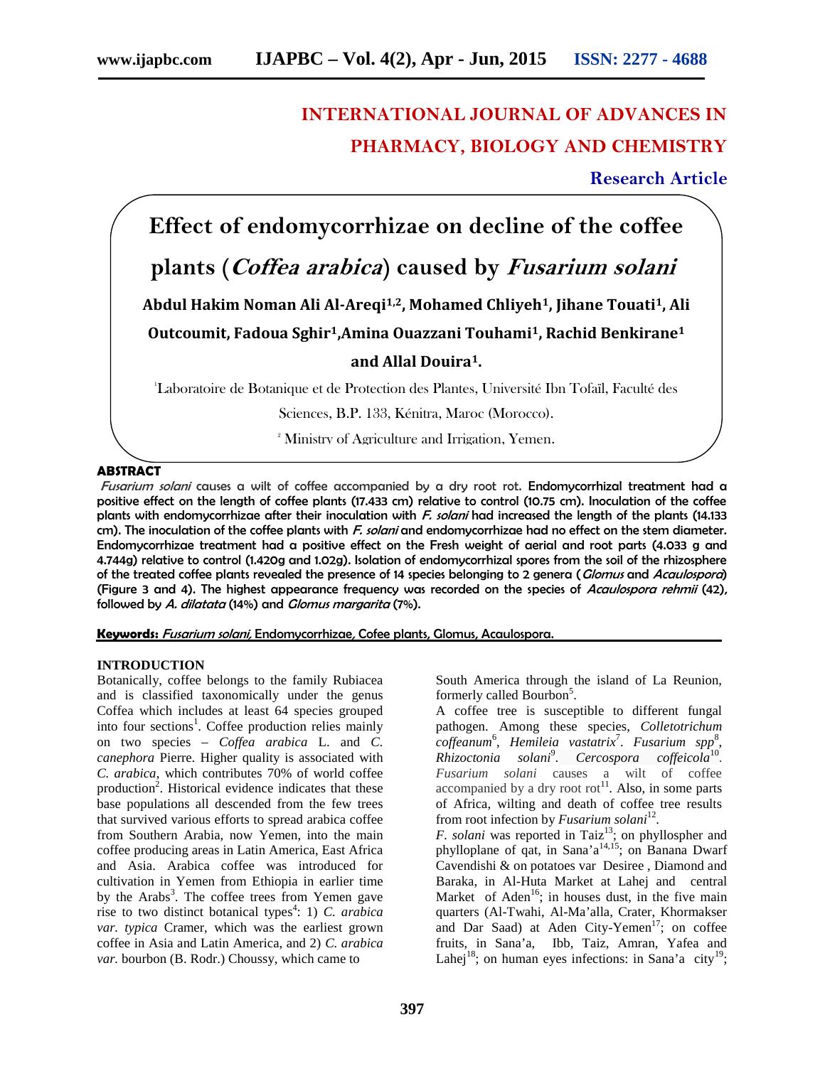**INTERNATIONAL JOURNAL OF ADVANCES IN PHARMACY, BIOLOGY AND CHEMISTRY**

**Research Article**

# Effect of endomycorrhizae on decline of the coffee plants (*Coffea arabica*) caused by *Fusarium solani*

**Abdul Hakim Noman Ali Al-Areqi[1,2], Mohamed Chliyeh[1], Jihane Touati[1], Ali Outcoumit, Fadoua Sghir[1], Amina Ouazzani Touhami[1], Rachid Benkirane[1] and Allal Douira[1].**

[1]Laboratoire de Botanique et de Protection des Plantes, Université Ibn Tofaïl, Faculté des Sciences, B.P. 133, Kénitra, Maroc (Morocco).

[2] Ministry of Agriculture and Irrigation, Yemen.

## ABSTRACT

*Fusarium solani* causes a wilt of coffee accompanied by a dry root rot. **Endomycorrhizal treatment had a positive effect on the length of coffee plants (17.433 cm) relative to control (10.75 cm). Inoculation of the coffee plants with endomycorrhizae after their inoculation with *F. solani* had increased the length of the plants (14.133 cm). The inoculation of the coffee plants with *F. solani* and endomycorrhizae had no effect on the stem diameter. Endomycorrhizae treatment had a positive effect on the Fresh weight of aerial and root parts (4.033 g and 4.744g) relative to control (1.420g and 1.02g). Isolation of endomycorrhizal spores from the soil of the rhizosphere of the treated coffee plants revealed the presence of 14 species belonging to 2 genera (*Glomus* and *Acaulospora*) (Figure 3 and 4). The highest appearance frequency was recorded on the species of *Acaulospora rehmii* (42), followed by *A. dilatata* (14%) and *Glomus margarita* (7%).**

**Keywords:** *Fusarium solani,* Endomycorrhizae*,* Cofee plants, Glomus, Acaulospora.

## INTRODUCTION

Botanically, coffee belongs to the family Rubiacea and is classified taxonomically under the genus Coffea which includes at least 64 species grouped into four sections[1]. Coffee production relies mainly on two species – *Coffea arabica* L. and *C. canephora* Pierre. Higher quality is associated with *C. arabica*, which contributes 70% of world coffee production[2]. Historical evidence indicates that these base populations all descended from the few trees that survived various efforts to spread arabica coffee from Southern Arabia, now Yemen, into the main coffee producing areas in Latin America, East Africa and Asia. Arabica coffee was introduced for cultivation in Yemen from Ethiopia in earlier time by the Arabs[3]. The coffee trees from Yemen gave rise to two distinct botanical types[4]: 1) *C. arabica var. typica* Cramer, which was the earliest grown coffee in Asia and Latin America, and 2) *C. arabica var.* bourbon (B. Rodr.) Choussy, which came to South America through the island of La Reunion, formerly called Bourbon[5].

A coffee tree is susceptible to different fungal pathogen. Among these species, *Colletotrichum coffeanum*[6], *Hemileia vastatrix*[7]. *Fusarium spp*[8], *Rhizoctonia solani*[9]. *Cercospora coffeicola*[10]. *Fusarium solani* causes a wilt of coffee accompanied by a dry root rot[11]. Also, in some parts of Africa, wilting and death of coffee tree results from root infection by *Fusarium solani*[12].

*F. solani* was reported in Taiz[13]; on phyllospher and phylloplane of qat, in Sana'a[14,15]; on Banana Dwarf Cavendishi & on potatoes var Desiree , Diamond and Baraka, in Al-Huta Market at Lahej and central Market of Aden[16]; in houses dust, in the five main quarters (Al-Twahi, Al-Ma'alla, Crater, Khormakser and Dar Saad) at Aden City-Yemen[17]; on coffee fruits, in Sana'a, Ibb, Taiz, Amran, Yafea and Lahej[18]; on human eyes infections: in Sana'a city[19];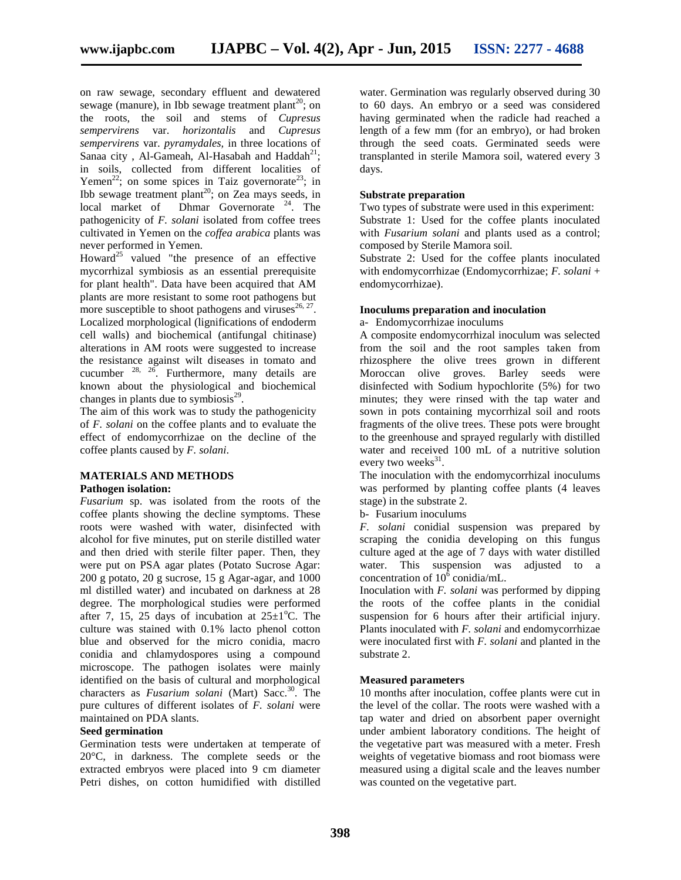on raw sewage, secondary effluent and dewatered sewage (manure), in Ibb sewage treatment plant[20]; on the roots, the soil and stems of *Cupresus sempervirens* var. *horizontalis* and *Cupresus sempervirens* var. *pyramydales*, in three locations of Sanaa city , Al-Gameah, Al-Hasabah and Haddah[21]; in soils, collected from different localities of Yemen[22]; on some spices in Taiz governorate[23]; in Ibb sewage treatment plant[20]; on Zea mays seeds, in local market of Dhmar Governorate [24]. The pathogenicity of *F. solani* isolated from coffee trees cultivated in Yemen on the *coffea arabica* plants was never performed in Yemen.

Howard[25] valued "the presence of an effective mycorrhizal symbiosis as an essential prerequisite for plant health". Data have been acquired that AM plants are more resistant to some root pathogens but more susceptible to shoot pathogens and viruses[26, 27]. Localized morphological (lignifications of endoderm cell walls) and biochemical (antifungal chitinase) alterations in AM roots were suggested to increase the resistance against wilt diseases in tomato and cucumber [28, 26]. Furthermore, many details are known about the physiological and biochemical changes in plants due to symbiosis[29].

The aim of this work was to study the pathogenicity of *F. solani* on the coffee plants and to evaluate the effect of endomycorrhizae on the decline of the coffee plants caused by *F. solani*.

## MATERIALS AND METHODS

### Pathogen isolation:

*Fusarium* sp. was isolated from the roots of the coffee plants showing the decline symptoms. These roots were washed with water, disinfected with alcohol for five minutes, put on sterile distilled water and then dried with sterile filter paper. Then, they were put on PSA agar plates (Potato Sucrose Agar: 200 g potato, 20 g sucrose, 15 g Agar-agar, and 1000 ml distilled water) and incubated on darkness at 28 degree. The morphological studies were performed after 7, 15, 25 days of incubation at $25\pm1^{o}$C. The culture was stained with 0.1% lacto phenol cotton blue and observed for the micro conidia, macro conidia and chlamydospores using a compound microscope. The pathogen isolates were mainly identified on the basis of cultural and morphological characters as *Fusarium solani* (Mart) Sacc.[30]. The pure cultures of different isolates of *F. solani* were maintained on PDA slants.

### Seed germination

Germination tests were undertaken at temperate of 20°C, in darkness. The complete seeds or the extracted embryos were placed into 9 cm diameter Petri dishes, on cotton humidified with distilled water. Germination was regularly observed during 30 to 60 days. An embryo or a seed was considered having germinated when the radicle had reached a length of a few mm (for an embryo), or had broken through the seed coats. Germinated seeds were transplanted in sterile Mamora soil, watered every 3 days.

### Substrate preparation

Two types of substrate were used in this experiment:

Substrate 1: Used for the coffee plants inoculated with *Fusarium solani* and plants used as a control; composed by Sterile Mamora soil.

Substrate 2: Used for the coffee plants inoculated with endomycorrhizae (Endomycorrhizae; *F. solani* + endomycorrhizae).

### Inoculums preparation and inoculation

a- Endomycorrhizae inoculums

A composite endomycorrhizal inoculum was selected from the soil and the root samples taken from rhizosphere the olive trees grown in different Moroccan olive groves. Barley seeds were disinfected with Sodium hypochlorite (5%) for two minutes; they were rinsed with the tap water and sown in pots containing mycorrhizal soil and roots fragments of the olive trees. These pots were brought to the greenhouse and sprayed regularly with distilled water and received 100 mL of a nutritive solution every two weeks[31].

The inoculation with the endomycorrhizal inoculums was performed by planting coffee plants (4 leaves stage) in the substrate 2.

b- Fusarium inoculums

*F. solani* conidial suspension was prepared by scraping the conidia developing on this fungus culture aged at the age of 7 days with water distilled water. This suspension was adjusted to a concentration of $10^{6}$ conidia/mL.

Inoculation with *F. solani* was performed by dipping the roots of the coffee plants in the conidial suspension for 6 hours after their artificial injury. Plants inoculated with *F. solani* and endomycorrhizae were inoculated first with *F. solani* and planted in the substrate 2.

### Measured parameters

10 months after inoculation, coffee plants were cut in the level of the collar. The roots were washed with a tap water and dried on absorbent paper overnight under ambient laboratory conditions. The height of the vegetative part was measured with a meter. Fresh weights of vegetative biomass and root biomass were measured using a digital scale and the leaves number was counted on the vegetative part.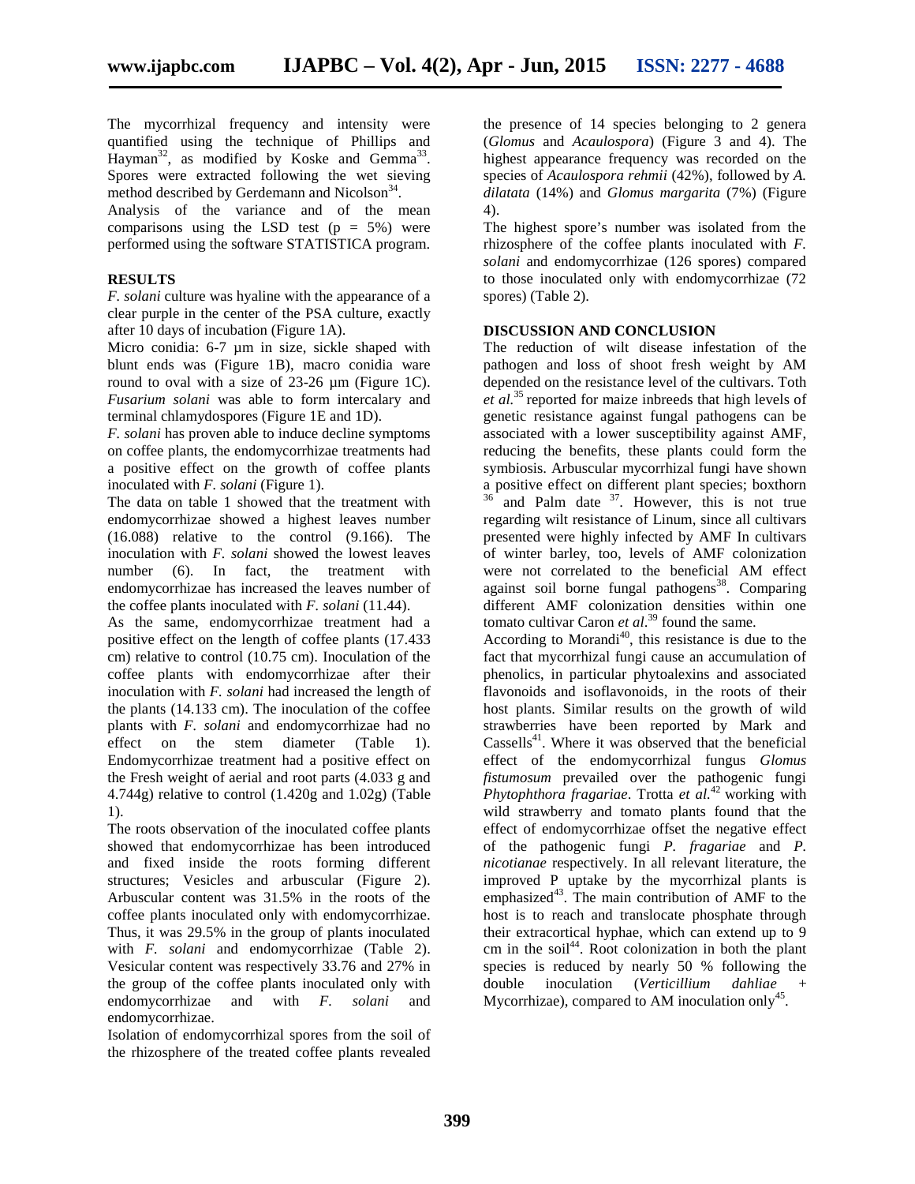The mycorrhizal frequency and intensity were quantified using the technique of Phillips and Hayman[32], as modified by Koske and Gemma[33]. Spores were extracted following the wet sieving method described by Gerdemann and Nicolson[34].

Analysis of the variance and of the mean comparisons using the LSD test (p = 5%) were performed using the software STATISTICA program.

## RESULTS

*F. solani* culture was hyaline with the appearance of a clear purple in the center of the PSA culture, exactly after 10 days of incubation (Figure 1A).

Micro conidia: 6-7 µm in size, sickle shaped with blunt ends was (Figure 1B), macro conidia ware round to oval with a size of 23-26 µm (Figure 1C). *Fusarium solani* was able to form intercalary and terminal chlamydospores (Figure 1E and 1D).

*F. solani* has proven able to induce decline symptoms on coffee plants, the endomycorrhizae treatments had a positive effect on the growth of coffee plants inoculated with *F. solani* (Figure 1).

The data on table 1 showed that the treatment with endomycorrhizae showed a highest leaves number (16.088) relative to the control (9.166). The inoculation with *F. solani* showed the lowest leaves number (6). In fact, the treatment with endomycorrhizae has increased the leaves number of the coffee plants inoculated with *F. solani* (11.44).

As the same, endomycorrhizae treatment had a positive effect on the length of coffee plants (17.433 cm) relative to control (10.75 cm). Inoculation of the coffee plants with endomycorrhizae after their inoculation with *F. solani* had increased the length of the plants (14.133 cm). The inoculation of the coffee plants with *F. solani* and endomycorrhizae had no effect on the stem diameter (Table 1). Endomycorrhizae treatment had a positive effect on the Fresh weight of aerial and root parts (4.033 g and 4.744g) relative to control (1.420g and 1.02g) (Table 1).

The roots observation of the inoculated coffee plants showed that endomycorrhizae has been introduced and fixed inside the roots forming different structures; Vesicles and arbuscular (Figure 2). Arbuscular content was 31.5% in the roots of the coffee plants inoculated only with endomycorrhizae. Thus, it was 29.5% in the group of plants inoculated with *F. solani* and endomycorrhizae (Table 2). Vesicular content was respectively 33.76 and 27% in the group of the coffee plants inoculated only with endomycorrhizae and with *F. solani* and endomycorrhizae.

Isolation of endomycorrhizal spores from the soil of the rhizosphere of the treated coffee plants revealed the presence of 14 species belonging to 2 genera (*Glomus* and *Acaulospora*) (Figure 3 and 4). The highest appearance frequency was recorded on the species of *Acaulospora rehmii* (42%), followed by *A. dilatata* (14%) and *Glomus margarita* (7%) (Figure 4).

The highest spore's number was isolated from the rhizosphere of the coffee plants inoculated with *F. solani* and endomycorrhizae (126 spores) compared to those inoculated only with endomycorrhizae (72 spores) (Table 2).

## DISCUSSION AND CONCLUSION

The reduction of wilt disease infestation of the pathogen and loss of shoot fresh weight by AM depended on the resistance level of the cultivars. Toth *et al.*[35] reported for maize inbreeds that high levels of genetic resistance against fungal pathogens can be associated with a lower susceptibility against AMF, reducing the benefits, these plants could form the symbiosis. Arbuscular mycorrhizal fungi have shown a positive effect on different plant species; boxthorn [36] and Palm date [37]. However, this is not true regarding wilt resistance of Linum, since all cultivars presented were highly infected by AMF In cultivars of winter barley, too, levels of AMF colonization were not correlated to the beneficial AM effect against soil borne fungal pathogens[38]. Comparing different AMF colonization densities within one tomato cultivar Caron *et al.*[39] found the same.

According to Morandi[40], this resistance is due to the fact that mycorrhizal fungi cause an accumulation of phenolics, in particular phytoalexins and associated flavonoids and isoflavonoids, in the roots of their host plants. Similar results on the growth of wild strawberries have been reported by Mark and Cassells[41]. Where it was observed that the beneficial effect of the endomycorrhizal fungus *Glomus fistumosum* prevailed over the pathogenic fungi *Phytophthora fragariae*. Trotta *et al.*[42] working with wild strawberry and tomato plants found that the effect of endomycorrhizae offset the negative effect of the pathogenic fungi *P. fragariae* and *P. nicotianae* respectively. In all relevant literature, the improved P uptake by the mycorrhizal plants is emphasized[43]. The main contribution of AMF to the host is to reach and translocate phosphate through their extracortical hyphae, which can extend up to 9 cm in the soil[44]. Root colonization in both the plant species is reduced by nearly 50 % following the double inoculation (*Verticillium dahliae* + Mycorrhizae), compared to AM inoculation only[45].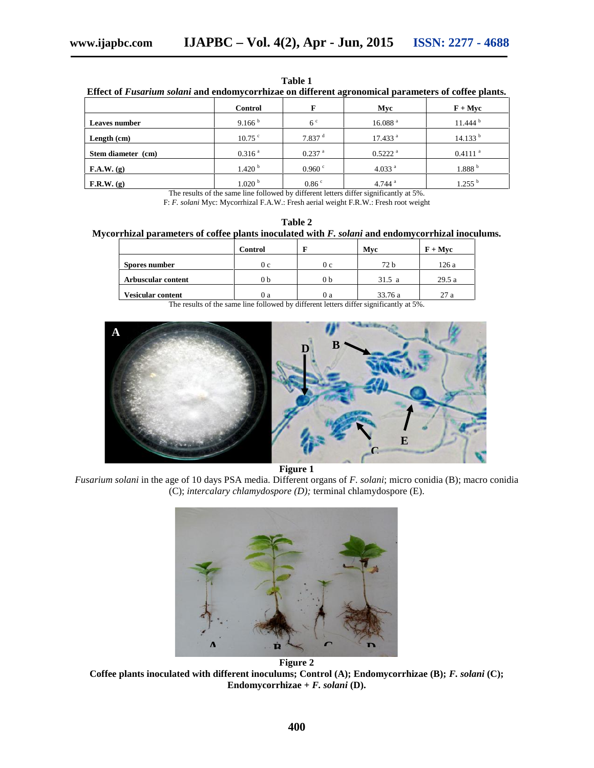**Table 1**

**Effect of *Fusarium solani* and endomycorrhizae on different agronomical parameters of coffee plants.**

| | Control | F | Myc | F + Myc |
|---|---|---|---|---|
| Leaves number | 9.166 [b] | 6 [c] | 16.088 [a] | 11.444 [b] |
| Length (cm) | 10.75 [c] | 7.837 [d] | 17.433 [a] | 14.133 [b] |
| Stem diameter (cm) | 0.316 [a] | 0.237 [a] | 0.5222 [a] | 0.4111 [a] |
| F.A.W. (g) | 1.420 [b] | 0.960 [c] | 4.033 [a] | 1.888 [b] |
| F.R.W. (g) | 1.020 [b] | 0.86 [c] | 4.744 [a] | 1.255 [b] |

The results of the same line followed by different letters differ significantly at 5%.

F: *F. solani* Myc: Mycorrhizal F.A.W.: Fresh aerial weight F.R.W.: Fresh root weight

**Table 2**

**Mycorrhizal parameters of coffee plants inoculated with *F. solani* and endomycorrhizal inoculums.**

| | Control | F | Myc | F + Myc |
|---|---|---|---|---|
| Spores number | 0 c | 0 c | 72 b | 126 a |
| Arbuscular content | 0 b | 0 b | 31.5 a | 29.5 a |
| Vesicular content | 0 a | 0 a | 33.76 a | 27 a |

The results of the same line followed by different letters differ significantly at 5%.

**Figure 1**

*Fusarium solani* in the age of 10 days PSA media. Different organs of *F. solani*; micro conidia (B); macro conidia (C); *intercalary chlamydospore (D);* terminal chlamydospore (E).

**Figure 2**

**Coffee plants inoculated with different inoculums; Control (A); Endomycorrhizae (B); *F. solani* (C); Endomycorrhizae + *F. solani* (D).**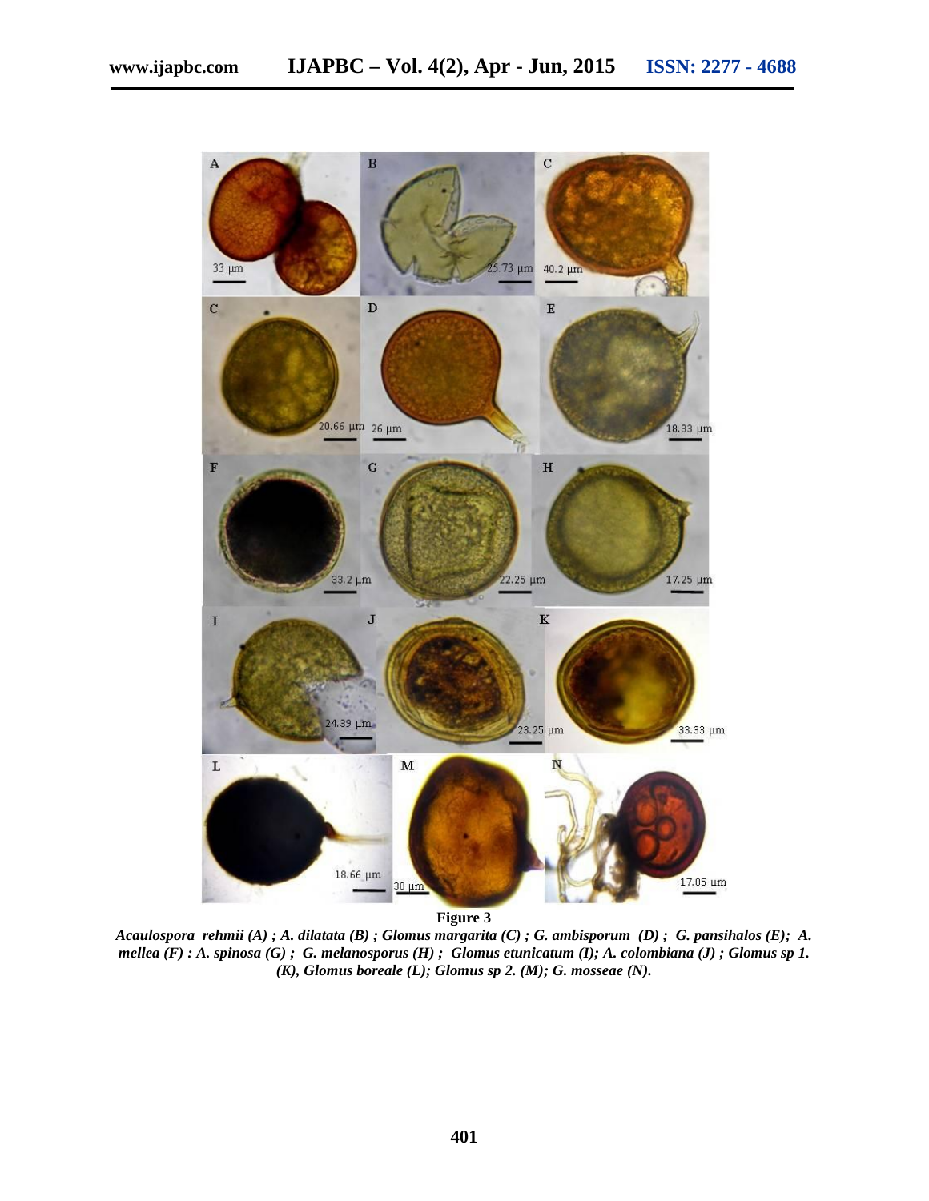**Figure 3**

*Acaulospora rehmii (A) ; A. dilatata (B) ; Glomus margarita (C) ; G. ambisporum (D) ; G. pansihalos (E); A. mellea (F) : A. spinosa (G) ; G. melanosporus (H) ; Glomus etunicatum (I); A. colombiana (J) ; Glomus sp 1. (K), Glomus boreale (L); Glomus sp 2. (M); G. mosseae (N).*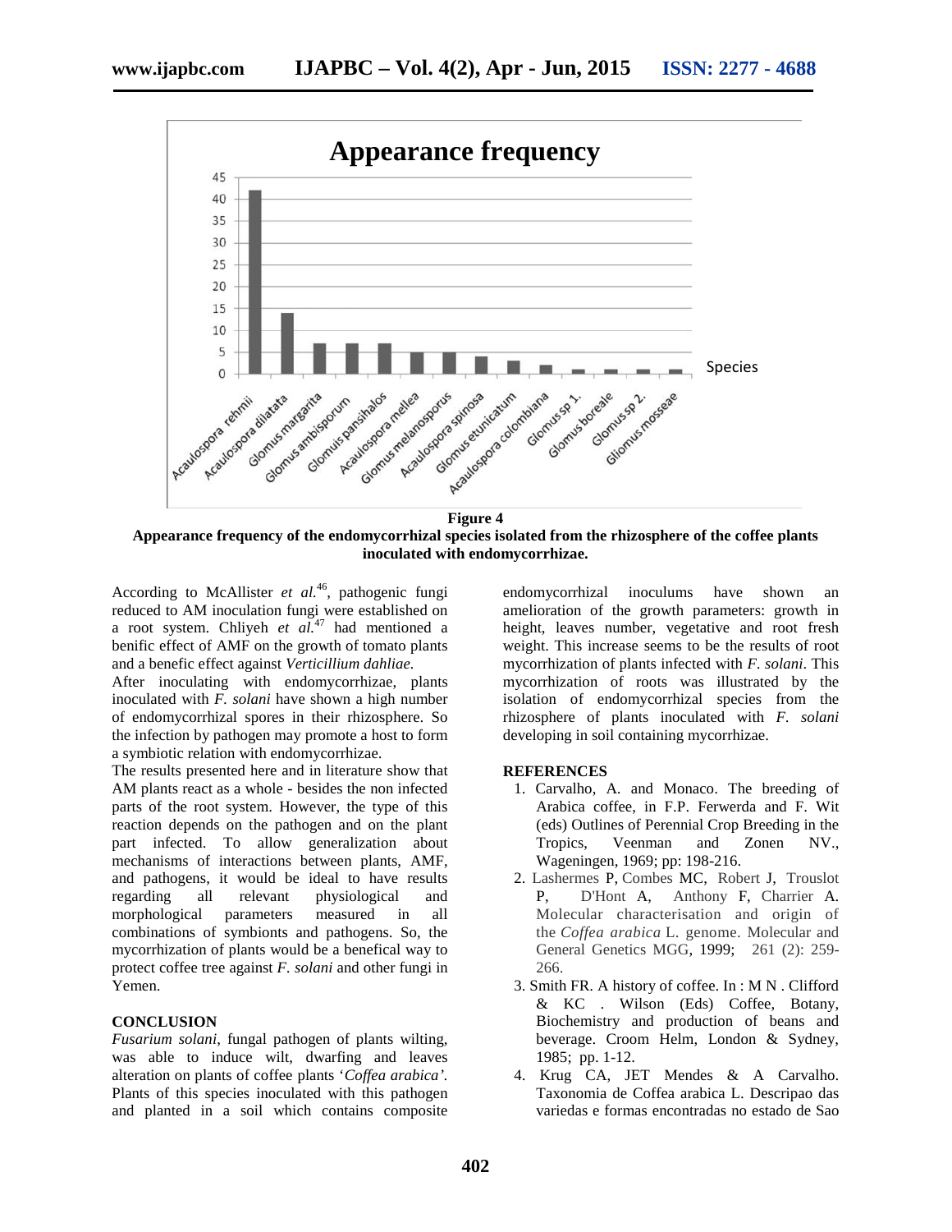**Figure 4**
**Appearance frequency of the endomycorrhizal species isolated from the rhizosphere of the coffee plants inoculated with endomycorrhizae.**

According to McAllister *et al.*[46], pathogenic fungi reduced to AM inoculation fungi were established on a root system. Chliyeh *et al.*[47] had mentioned a benific effect of AMF on the growth of tomato plants and a benefic effect against *Verticillium dahliae.*

After inoculating with endomycorrhizae, plants inoculated with *F. solani* have shown a high number of endomycorrhizal spores in their rhizosphere. So the infection by pathogen may promote a host to form a symbiotic relation with endomycorrhizae.

The results presented here and in literature show that AM plants react as a whole - besides the non infected parts of the root system. However, the type of this reaction depends on the pathogen and on the plant part infected. To allow generalization about mechanisms of interactions between plants, AMF, and pathogens, it would be ideal to have results regarding all relevant physiological and morphological parameters measured in all combinations of symbionts and pathogens. So, the mycorrhization of plants would be a benefical way to protect coffee tree against *F. solani* and other fungi in Yemen.

## CONCLUSION

*Fusarium solani*, fungal pathogen of plants wilting, was able to induce wilt, dwarfing and leaves alteration on plants of coffee plants '*Coffea arabica'.* Plants of this species inoculated with this pathogen and planted in a soil which contains composite endomycorrhizal inoculums have shown an amelioration of the growth parameters: growth in height, leaves number, vegetative and root fresh weight. This increase seems to be the results of root mycorrhization of plants infected with *F. solani*. This mycorrhization of roots was illustrated by the isolation of endomycorrhizal species from the rhizosphere of plants inoculated with *F. solani* developing in soil containing mycorrhizae.

## REFERENCES

1. Carvalho, A. and Monaco. The breeding of Arabica coffee, in F.P. Ferwerda and F. Wit (eds) Outlines of Perennial Crop Breeding in the Tropics, Veenman and Zonen NV., Wageningen, 1969; pp: 198-216.
2. Lashermes P, Combes MC, Robert J, Trouslot P, D'Hont A, Anthony F, Charrier A. Molecular characterisation and origin of the *Coffea arabica* L. genome. Molecular and General Genetics MGG, 1999; 261 (2): 259-266.
3. Smith FR. A history of coffee. In : M N . Clifford & KC . Wilson (Eds) Coffee, Botany, Biochemistry and production of beans and beverage. Croom Helm, London & Sydney, 1985; pp. 1-12.
4. Krug CA, JET Mendes & A Carvalho. Taxonomia de Coffea arabica L. Descripao das variedas e formas encontradas no estado de Sao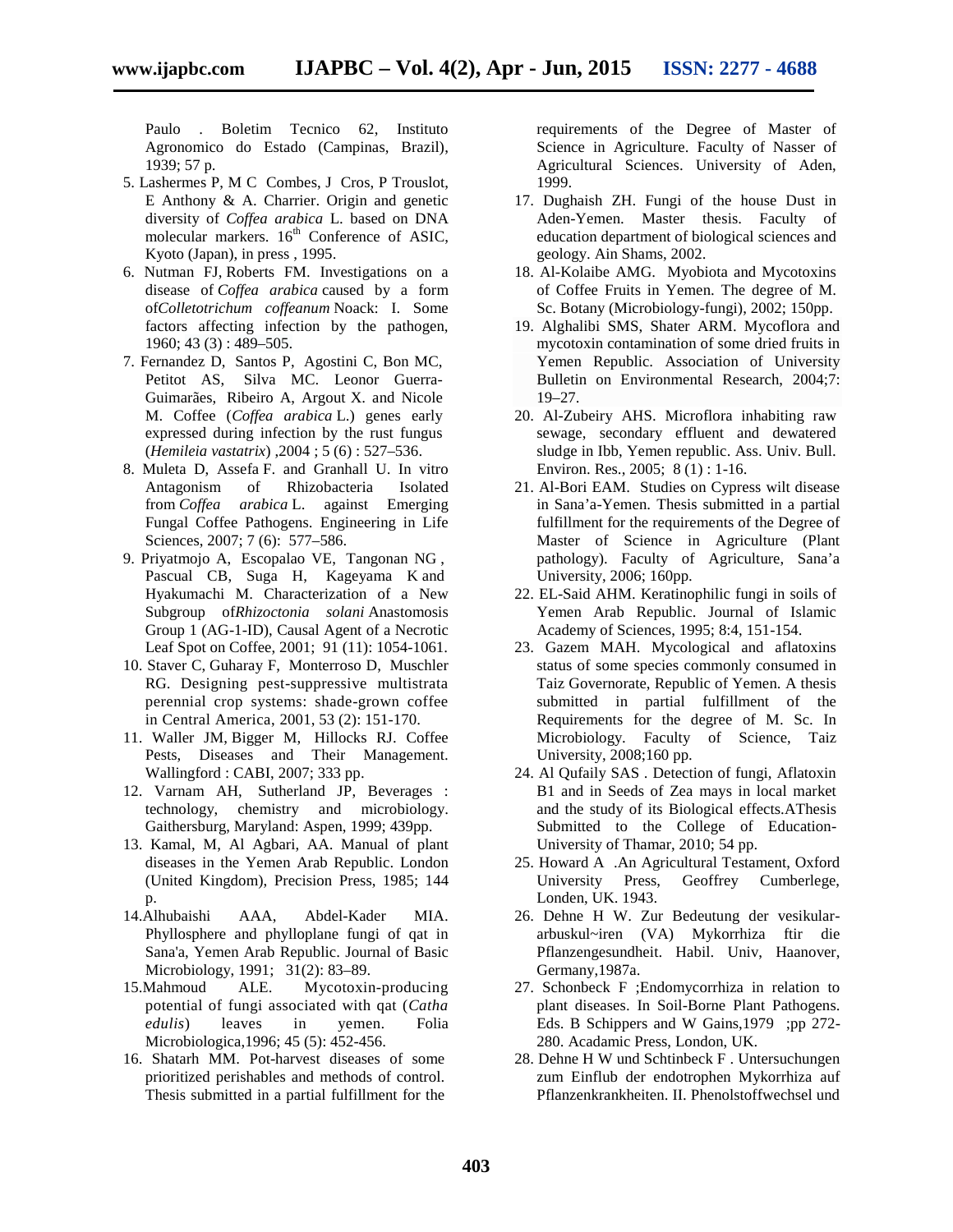Paulo . Boletim Tecnico 62, Instituto Agronomico do Estado (Campinas, Brazil), 1939; 57 p.

5. Lashermes P, M C Combes, J Cros, P Trouslot, E Anthony & A. Charrier. Origin and genetic diversity of *Coffea arabica* L. based on DNA molecular markers. 16th Conference of ASIC, Kyoto (Japan), in press , 1995.
6. Nutman FJ, Roberts FM. Investigations on a disease of *Coffea arabica* caused by a form of*Colletotrichum coffeanum* Noack: I. Some factors affecting infection by the pathogen, 1960; 43 (3) : 489–505.
7. Fernandez D, Santos P, Agostini C, Bon MC, Petitot AS, Silva MC. Leonor Guerra-Guimarães, Ribeiro A, Argout X. and Nicole M. Coffee (*Coffea arabica* L.) genes early expressed during infection by the rust fungus (*Hemileia vastatrix*) ,2004 ; 5 (6) : 527–536.
8. Muleta D, Assefa F. and Granhall U. In vitro Antagonism of Rhizobacteria Isolated from *Coffea arabica* L. against Emerging Fungal Coffee Pathogens. Engineering in Life Sciences, 2007; 7 (6): 577–586.
9. Priyatmojo A, Escopalao VE, Tangonan NG , Pascual CB, Suga H, Kageyama K and Hyakumachi M. Characterization of a New Subgroup of*Rhizoctonia solani* Anastomosis Group 1 (AG-1-ID), Causal Agent of a Necrotic Leaf Spot on Coffee, 2001; 91 (11): 1054-1061.
10. Staver C, Guharay F, Monterroso D, Muschler RG. Designing pest-suppressive multistrata perennial crop systems: shade-grown coffee in Central America, 2001, 53 (2): 151-170.
11. Waller JM, Bigger M, Hillocks RJ. Coffee Pests, Diseases and Their Management. Wallingford : CABI, 2007; 333 pp.
12. Varnam AH, Sutherland JP, Beverages : technology, chemistry and microbiology. Gaithersburg, Maryland: Aspen, 1999; 439pp.
13. Kamal, M, Al Agbari, AA. Manual of plant diseases in the Yemen Arab Republic. London (United Kingdom), Precision Press, 1985; 144 p.
14. Alhubaishi AAA, Abdel-Kader MIA. Phyllosphere and phylloplane fungi of qat in Sana'a, Yemen Arab Republic. Journal of Basic Microbiology, 1991; 31(2): 83–89.
15. Mahmoud ALE. Mycotoxin-producing potential of fungi associated with qat (*Catha edulis*) leaves in yemen. Folia Microbiologica,1996; 45 (5): 452-456.
16. Shatarh MM. Pot-harvest diseases of some prioritized perishables and methods of control. Thesis submitted in a partial fulfillment for the requirements of the Degree of Master of Science in Agriculture. Faculty of Nasser of Agricultural Sciences. University of Aden, 1999.
17. Dughaish ZH. Fungi of the house Dust in Aden-Yemen. Master thesis. Faculty of education department of biological sciences and geology. Ain Shams, 2002.
18. Al-Kolaibe AMG. Myobiota and Mycotoxins of Coffee Fruits in Yemen. The degree of M. Sc. Botany (Microbiology-fungi), 2002; 150pp.
19. Alghalibi SMS, Shater ARM. Mycoflora and mycotoxin contamination of some dried fruits in Yemen Republic. Association of University Bulletin on Environmental Research, 2004;7: 19–27.
20. Al-Zubeiry AHS. Microflora inhabiting raw sewage, secondary effluent and dewatered sludge in Ibb, Yemen republic. Ass. Univ. Bull. Environ. Res., 2005; 8 (1) : 1-16.
21. Al-Bori EAM. Studies on Cypress wilt disease in Sana'a-Yemen. Thesis submitted in a partial fulfillment for the requirements of the Degree of Master of Science in Agriculture (Plant pathology). Faculty of Agriculture, Sana'a University, 2006; 160pp.
22. EL-Said AHM. Keratinophilic fungi in soils of Yemen Arab Republic. Journal of Islamic Academy of Sciences, 1995; 8:4, 151-154.
23. Gazem MAH. Mycological and aflatoxins status of some species commonly consumed in Taiz Governorate, Republic of Yemen. A thesis submitted in partial fulfillment of the Requirements for the degree of M. Sc. In Microbiology. Faculty of Science, Taiz University, 2008;160 pp.
24. Al Qufaily SAS . Detection of fungi, Aflatoxin B1 and in Seeds of Zea mays in local market and the study of its Biological effects.AThesis Submitted to the College of Education-University of Thamar, 2010; 54 pp.
25. Howard A .An Agricultural Testament, Oxford University Press, Geoffrey Cumberlege, Londen, UK. 1943.
26. Dehne H W. Zur Bedeutung der vesikular-arbuskul~iren (VA) Mykorrhiza ftir die Pflanzengesundheit. Habil. Univ, Haanover, Germany,1987a.
27. Schonbeck F ;Endomycorrhiza in relation to plant diseases. In Soil-Borne Plant Pathogens. Eds. B Schippers and W Gains,1979 ;pp 272-280. Acadamic Press, London, UK.
28. Dehne H W und Schtinbeck F . Untersuchungen zum Einflub der endotrophen Mykorrhiza auf Pflanzenkrankheiten. II. Phenolstoffwechsel und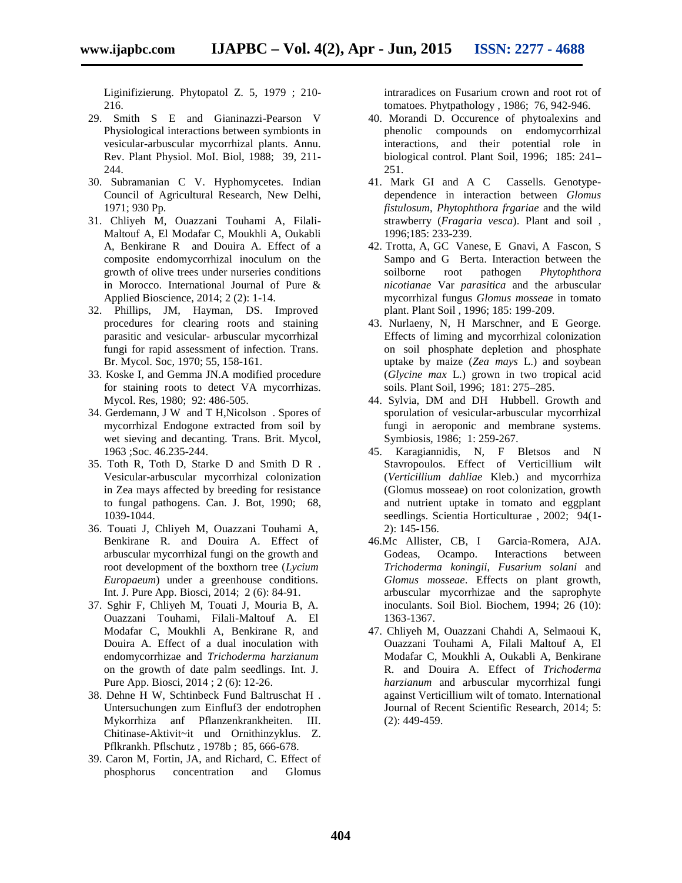Liginifizierung. Phytopatol Z. 5, 1979 ; 210-216.

29. Smith S E and Gianinazzi-Pearson V Physiological interactions between symbionts in vesicular-arbuscular mycorrhizal plants. Annu. Rev. Plant Physiol. MoI. Biol, 1988; 39, 211-244.
30. Subramanian C V. Hyphomycetes. Indian Council of Agricultural Research, New Delhi, 1971; 930 Pp.
31. Chliyeh M, Ouazzani Touhami A, Filali-Maltouf A, El Modafar C, Moukhli A, Oukabli A, Benkirane R and Douira A. Effect of a composite endomycorrhizal inoculum on the growth of olive trees under nurseries conditions in Morocco. International Journal of Pure & Applied Bioscience, 2014; 2 (2): 1-14.
32. Phillips, JM, Hayman, DS. Improved procedures for clearing roots and staining parasitic and vesicular- arbuscular mycorrhizal fungi for rapid assessment of infection. Trans. Br. Mycol. Soc, 1970; 55, 158-161.
33. Koske I, and Gemma JN.A modified procedure for staining roots to detect VA mycorrhizas. Mycol. Res, 1980; 92: 486-505.
34. Gerdemann, J W and T H,Nicolson . Spores of mycorrhizal Endogone extracted from soil by wet sieving and decanting. Trans. Brit. Mycol, 1963 ;Soc. 46.235-244.
35. Toth R, Toth D, Starke D and Smith D R . Vesicular-arbuscular mycorrhizal colonization in Zea mays affected by breeding for resistance to fungal pathogens. Can. J. Bot, 1990; 68, 1039-1044.
36. Touati J, Chliyeh M, Ouazzani Touhami A, Benkirane R. and Douira A. Effect of arbuscular mycorrhizal fungi on the growth and root development of the boxthorn tree (*Lycium Europaeum*) under a greenhouse conditions. Int. J. Pure App. Biosci, 2014; 2 (6): 84-91.
37. Sghir F, Chliyeh M, Touati J, Mouria B, A. Ouazzani Touhami, Filali-Maltouf A. El Modafar C, Moukhli A, Benkirane R, and Douira A. Effect of a dual inoculation with endomycorrhizae and *Trichoderma harzianum* on the growth of date palm seedlings. Int. J. Pure App. Biosci, 2014 ; 2 (6): 12-26.
38. Dehne H W, Schtinbeck Fund Baltruschat H . Untersuchungen zum Einfluf3 der endotrophen Mykorrhiza anf Pflanzenkrankheiten. III. Chitinase-Aktivit~it und Ornithinzyklus. Z. Pflkrankh. Pflschutz , 1978b ; 85, 666-678.
39. Caron M, Fortin, JA, and Richard, C. Effect of phosphorus concentration and Glomus intraradices on Fusarium crown and root rot of tomatoes. Phytpathology , 1986; 76, 942-946.
40. Morandi D. Occurence of phytoalexins and phenolic compounds on endomycorrhizal interactions, and their potential role in biological control. Plant Soil, 1996; 185: 241–251.
41. Mark GI and A C Cassells. Genotype-dependence in interaction between *Glomus fistulosum*, *Phytophthora frgariae* and the wild strawberry (*Fragaria vesca*). Plant and soil , 1996;185: 233-239.
42. Trotta, A, GC Vanese, E Gnavi, A Fascon, S Sampo and G Berta. Interaction between the soilborne root pathogen *Phytophthora nicotianae* Var *parasitica* and the arbuscular mycorrhizal fungus *Glomus mosseae* in tomato plant. Plant Soil , 1996; 185: 199-209.
43. Nurlaeny, N, H Marschner, and E George. Effects of liming and mycorrhizal colonization on soil phosphate depletion and phosphate uptake by maize (*Zea mays* L.) and soybean (*Glycine max* L.) grown in two tropical acid soils. Plant Soil, 1996; 181: 275–285.
44. Sylvia, DM and DH Hubbell. Growth and sporulation of vesicular-arbuscular mycorrhizal fungi in aeroponic and membrane systems. Symbiosis, 1986; 1: 259-267.
45. Karagiannidis, N, F Bletsos and N Stavropoulos. Effect of Verticillium wilt (*Verticillium dahliae* Kleb.) and mycorrhiza (Glomus mosseae) on root colonization, growth and nutrient uptake in tomato and eggplant seedlings. Scientia Horticulturae , 2002; 94(1-2): 145-156.
46. Mc Allister, CB, I Garcia-Romera, AJA. Godeas, Ocampo. Interactions between *Trichoderma koningii*, *Fusarium solani* and *Glomus mosseae*. Effects on plant growth, arbuscular mycorrhizae and the saprophyte inoculants. Soil Biol. Biochem, 1994; 26 (10): 1363-1367.
47. Chliyeh M, Ouazzani Chahdi A, Selmaoui K, Ouazzani Touhami A, Filali Maltouf A, El Modafar C, Moukhli A, Oukabli A, Benkirane R. and Douira A. Effect of *Trichoderma harzianum* and arbuscular mycorrhizal fungi against Verticillium wilt of tomato. International Journal of Recent Scientific Research, 2014; 5: (2): 449-459.